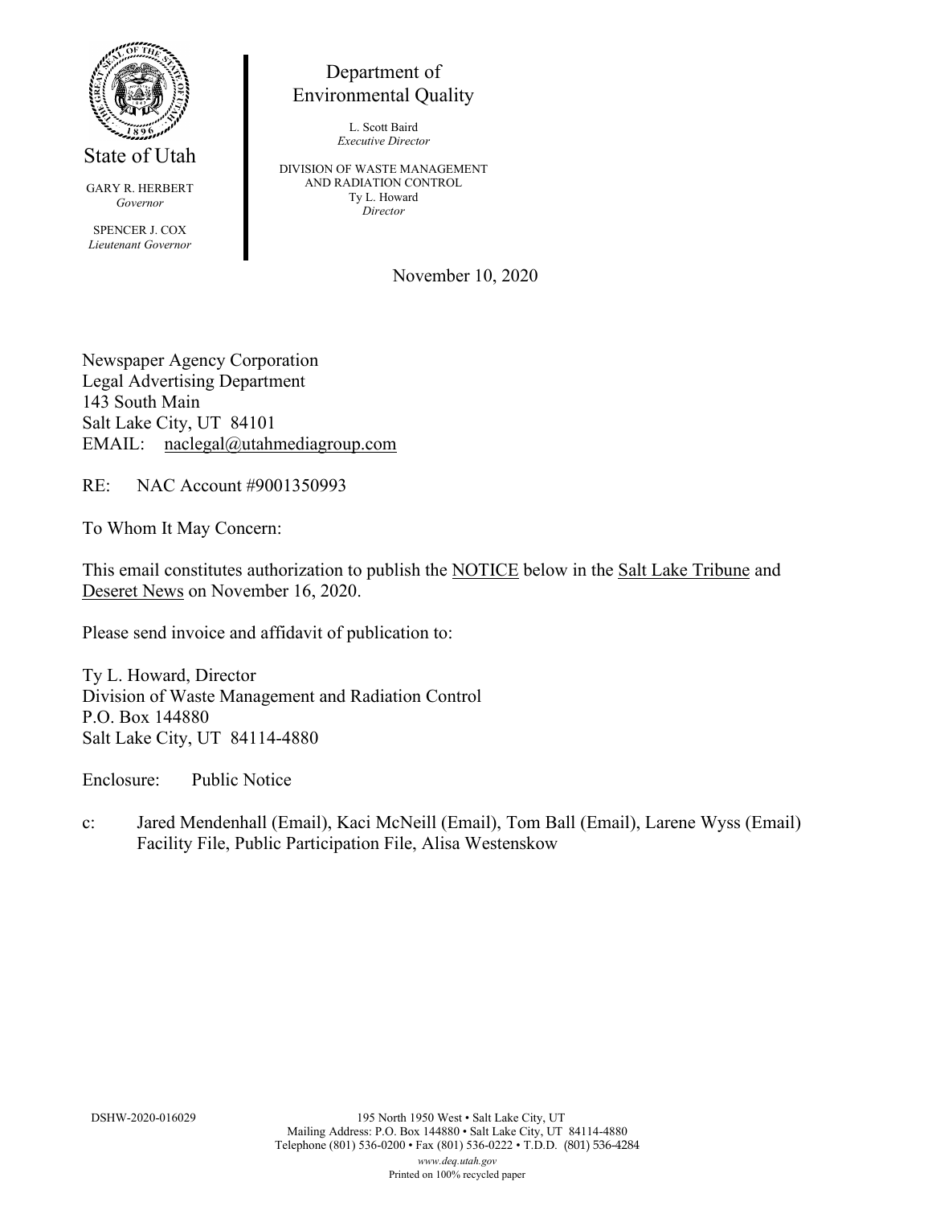State of Utah

GARY R. HERBERT
*Governor*

SPENCER J. COX
*Lieutenant Governor*

Department of Environmental Quality

L. Scott Baird
*Executive Director*

DIVISION OF WASTE MANAGEMENT AND RADIATION CONTROL
Ty L. Howard
*Director*

November 10, 2020

Newspaper Agency Corporation
Legal Advertising Department
143 South Main
Salt Lake City, UT 84101
EMAIL: naclegal@utahmediagroup.com

RE: NAC Account #9001350993

To Whom It May Concern:

This email constitutes authorization to publish the NOTICE below in the Salt Lake Tribune and Deseret News on November 16, 2020.

Please send invoice and affidavit of publication to:

Ty L. Howard, Director
Division of Waste Management and Radiation Control
P.O. Box 144880
Salt Lake City, UT 84114-4880

Enclosure: Public Notice

c: Jared Mendenhall (Email), Kaci McNeill (Email), Tom Ball (Email), Larene Wyss (Email)
Facility File, Public Participation File, Alisa Westenskow

DSHW-2020-016029

195 North 1950 West • Salt Lake City, UT
Mailing Address: P.O. Box 144880 • Salt Lake City, UT 84114-4880
Telephone (801) 536-0200 • Fax (801) 536-0222 • T.D.D. (801) 536-4284
*www.deq.utah.gov*
Printed on 100% recycled paper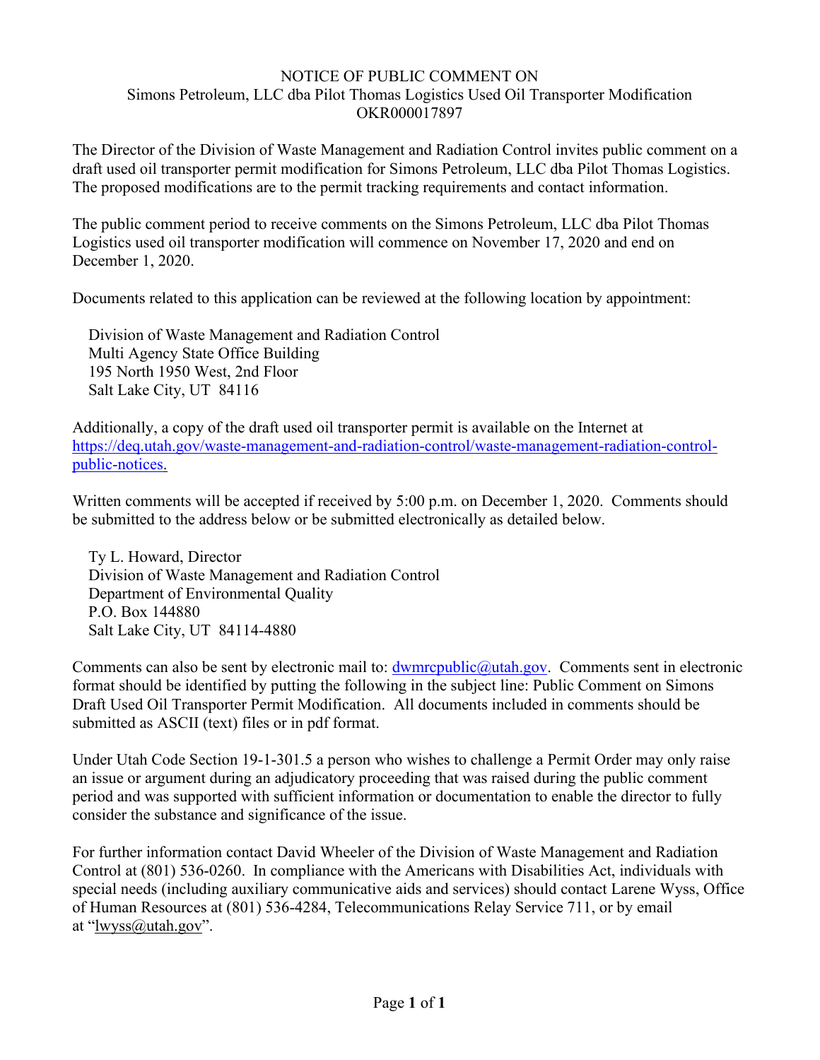NOTICE OF PUBLIC COMMENT ON
Simons Petroleum, LLC dba Pilot Thomas Logistics Used Oil Transporter Modification
OKR000017897

The Director of the Division of Waste Management and Radiation Control invites public comment on a draft used oil transporter permit modification for Simons Petroleum, LLC dba Pilot Thomas Logistics. The proposed modifications are to the permit tracking requirements and contact information.

The public comment period to receive comments on the Simons Petroleum, LLC dba Pilot Thomas Logistics used oil transporter modification will commence on November 17, 2020 and end on December 1, 2020.

Documents related to this application can be reviewed at the following location by appointment:

Division of Waste Management and Radiation Control
Multi Agency State Office Building
195 North 1950 West, 2nd Floor
Salt Lake City, UT 84116

Additionally, a copy of the draft used oil transporter permit is available on the Internet at https://deq.utah.gov/waste-management-and-radiation-control/waste-management-radiation-control-public-notices.

Written comments will be accepted if received by 5:00 p.m. on December 1, 2020. Comments should be submitted to the address below or be submitted electronically as detailed below.

Ty L. Howard, Director
Division of Waste Management and Radiation Control
Department of Environmental Quality
P.O. Box 144880
Salt Lake City, UT 84114-4880

Comments can also be sent by electronic mail to: dwmrcpublic@utah.gov. Comments sent in electronic format should be identified by putting the following in the subject line: Public Comment on Simons Draft Used Oil Transporter Permit Modification. All documents included in comments should be submitted as ASCII (text) files or in pdf format.

Under Utah Code Section 19-1-301.5 a person who wishes to challenge a Permit Order may only raise an issue or argument during an adjudicatory proceeding that was raised during the public comment period and was supported with sufficient information or documentation to enable the director to fully consider the substance and significance of the issue.

For further information contact David Wheeler of the Division of Waste Management and Radiation Control at (801) 536-0260. In compliance with the Americans with Disabilities Act, individuals with special needs (including auxiliary communicative aids and services) should contact Larene Wyss, Office of Human Resources at (801) 536-4284, Telecommunications Relay Service 711, or by email at "lwyss@utah.gov".